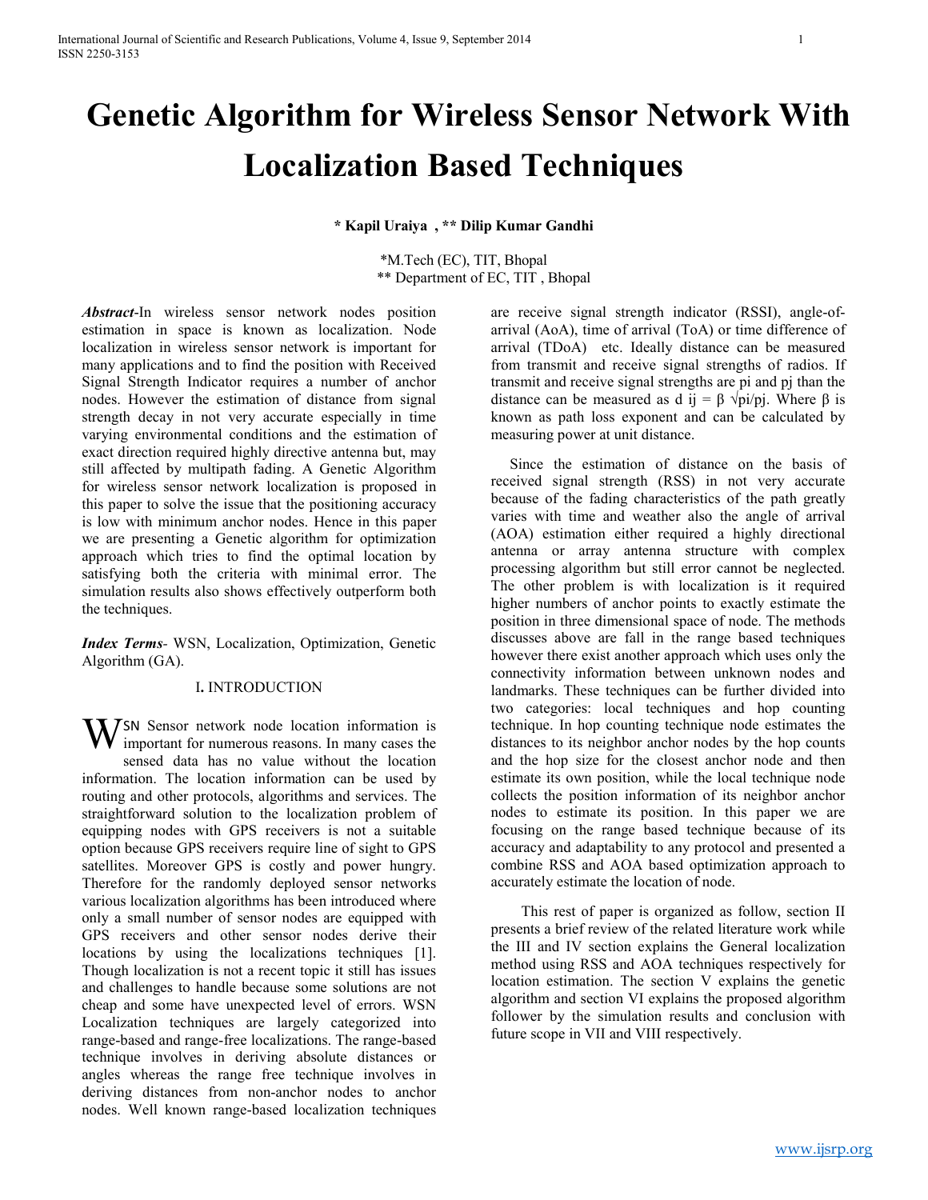# Genetic Algorithm for Wireless Sensor Network With Localization Based Techniques

**\* Kapil Uraiya , \*\* Dilip Kumar Gandhi**

\*M.Tech (EC), TIT, Bhopal
\*\* Department of EC, TIT , Bhopal

***Abstract***-In wireless sensor network nodes position estimation in space is known as localization. Node localization in wireless sensor network is important for many applications and to find the position with Received Signal Strength Indicator requires a number of anchor nodes. However the estimation of distance from signal strength decay in not very accurate especially in time varying environmental conditions and the estimation of exact direction required highly directive antenna but, may still affected by multipath fading. A Genetic Algorithm for wireless sensor network localization is proposed in this paper to solve the issue that the positioning accuracy is low with minimum anchor nodes. Hence in this paper we are presenting a Genetic algorithm for optimization approach which tries to find the optimal location by satisfying both the criteria with minimal error. The simulation results also shows effectively outperform both the techniques.

***Index Terms***- WSN, Localization, Optimization, Genetic Algorithm (GA).

## I. INTRODUCTION

WSN Sensor network node location information is important for numerous reasons. In many cases the sensed data has no value without the location information. The location information can be used by routing and other protocols, algorithms and services. The straightforward solution to the localization problem of equipping nodes with GPS receivers is not a suitable option because GPS receivers require line of sight to GPS satellites. Moreover GPS is costly and power hungry. Therefore for the randomly deployed sensor networks various localization algorithms has been introduced where only a small number of sensor nodes are equipped with GPS receivers and other sensor nodes derive their locations by using the localizations techniques [1]. Though localization is not a recent topic it still has issues and challenges to handle because some solutions are not cheap and some have unexpected level of errors. WSN Localization techniques are largely categorized into range-based and range-free localizations. The range-based technique involves in deriving absolute distances or angles whereas the range free technique involves in deriving distances from non-anchor nodes to anchor nodes. Well known range-based localization techniques are receive signal strength indicator (RSSI), angle-of-arrival (AoA), time of arrival (ToA) or time difference of arrival (TDoA) etc. Ideally distance can be measured from transmit and receive signal strengths of radios. If transmit and receive signal strengths are pi and pj than the distance can be measured as $d_{ij} = \beta \sqrt{p_i/p_j}$. Where β is known as path loss exponent and can be calculated by measuring power at unit distance.

Since the estimation of distance on the basis of received signal strength (RSS) in not very accurate because of the fading characteristics of the path greatly varies with time and weather also the angle of arrival (AOA) estimation either required a highly directional antenna or array antenna structure with complex processing algorithm but still error cannot be neglected. The other problem is with localization is it required higher numbers of anchor points to exactly estimate the position in three dimensional space of node. The methods discusses above are fall in the range based techniques however there exist another approach which uses only the connectivity information between unknown nodes and landmarks. These techniques can be further divided into two categories: local techniques and hop counting technique. In hop counting technique node estimates the distances to its neighbor anchor nodes by the hop counts and the hop size for the closest anchor node and then estimate its own position, while the local technique node collects the position information of its neighbor anchor nodes to estimate its position. In this paper we are focusing on the range based technique because of its accuracy and adaptability to any protocol and presented a combine RSS and AOA based optimization approach to accurately estimate the location of node.

This rest of paper is organized as follow, section II presents a brief review of the related literature work while the III and IV section explains the General localization method using RSS and AOA techniques respectively for location estimation. The section V explains the genetic algorithm and section VI explains the proposed algorithm follower by the simulation results and conclusion with future scope in VII and VIII respectively.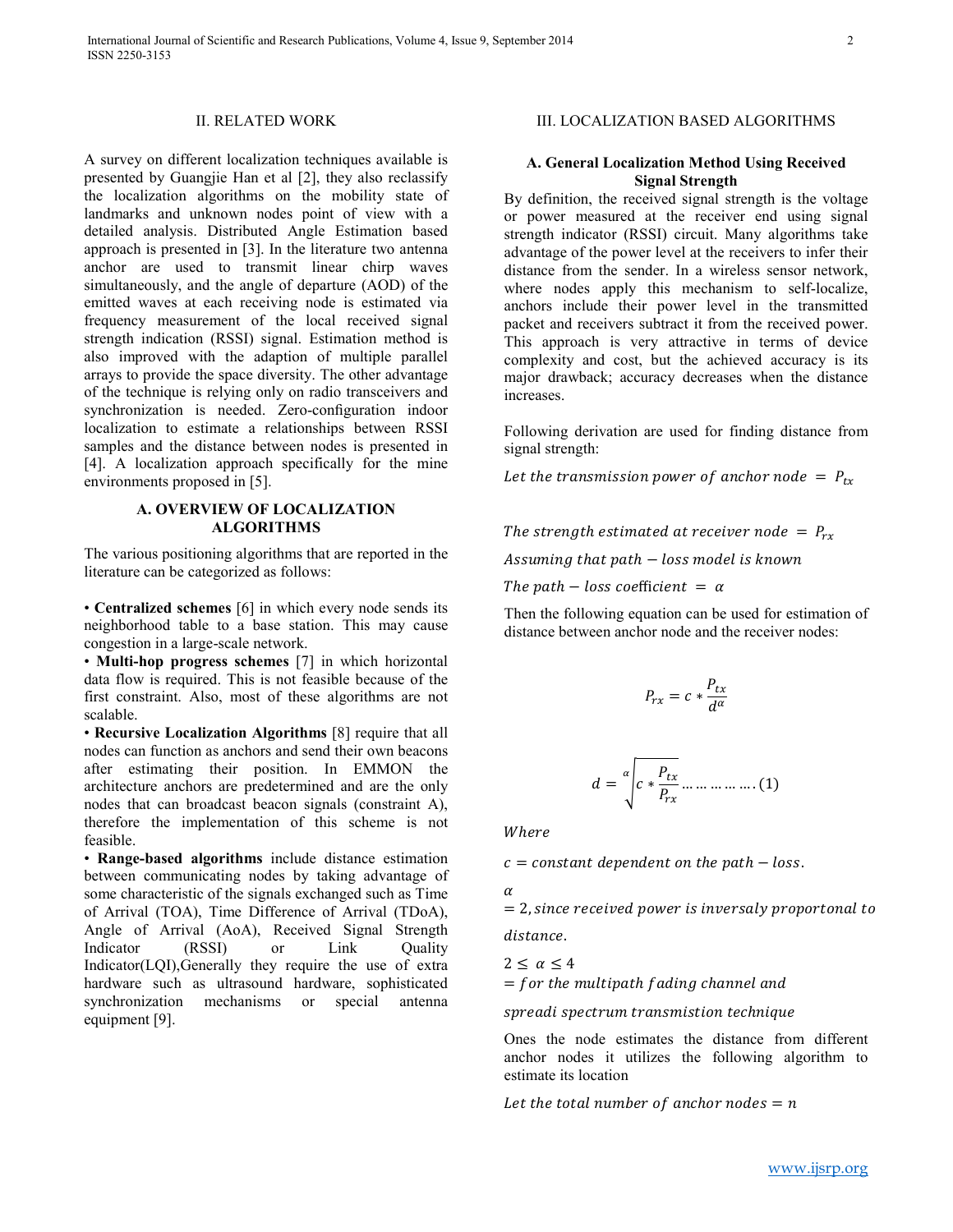## II. RELATED WORK

A survey on different localization techniques available is presented by Guangjie Han et al [2], they also reclassify the localization algorithms on the mobility state of landmarks and unknown nodes point of view with a detailed analysis. Distributed Angle Estimation based approach is presented in [3]. In the literature two antenna anchor are used to transmit linear chirp waves simultaneously, and the angle of departure (AOD) of the emitted waves at each receiving node is estimated via frequency measurement of the local received signal strength indication (RSSI) signal. Estimation method is also improved with the adaption of multiple parallel arrays to provide the space diversity. The other advantage of the technique is relying only on radio transceivers and synchronization is needed. Zero-configuration indoor localization to estimate a relationships between RSSI samples and the distance between nodes is presented in [4]. A localization approach specifically for the mine environments proposed in [5].

### A. OVERVIEW OF LOCALIZATION ALGORITHMS

The various positioning algorithms that are reported in the literature can be categorized as follows:

• **Centralized schemes** [6] in which every node sends its neighborhood table to a base station. This may cause congestion in a large-scale network.

• **Multi-hop progress schemes** [7] in which horizontal data flow is required. This is not feasible because of the first constraint. Also, most of these algorithms are not scalable.

• **Recursive Localization Algorithms** [8] require that all nodes can function as anchors and send their own beacons after estimating their position. In EMMON the architecture anchors are predetermined and are the only nodes that can broadcast beacon signals (constraint A), therefore the implementation of this scheme is not feasible.

• **Range-based algorithms** include distance estimation between communicating nodes by taking advantage of some characteristic of the signals exchanged such as Time of Arrival (TOA), Time Difference of Arrival (TDoA), Angle of Arrival (AoA), Received Signal Strength Indicator (RSSI) or Link Quality Indicator(LQI),Generally they require the use of extra hardware such as ultrasound hardware, sophisticated synchronization mechanisms or special antenna equipment [9].

## III. LOCALIZATION BASED ALGORITHMS

### A. General Localization Method Using Received Signal Strength

By definition, the received signal strength is the voltage or power measured at the receiver end using signal strength indicator (RSSI) circuit. Many algorithms take advantage of the power level at the receivers to infer their distance from the sender. In a wireless sensor network, where nodes apply this mechanism to self-localize, anchors include their power level in the transmitted packet and receivers subtract it from the received power. This approach is very attractive in terms of device complexity and cost, but the achieved accuracy is its major drawback; accuracy decreases when the distance increases.

Following derivation are used for finding distance from signal strength:

$Let\ the\ transmission\ power\ of\ anchor\ node\ =\ P_{tx}$

$The\ strength\ estimated\ at\ receiver\ node\ =\ P_{rx}$

$Assuming\ that\ path-loss\ model\ is\ known$

$The\ path-loss\ coefficient\ =\ \alpha$

Then the following equation can be used for estimation of distance between anchor node and the receiver nodes:

$$P_{rx} = c * \frac{P_{tx}}{d^{\alpha}}$$

$$d = \sqrt[\alpha]{c * \frac{P_{tx}}{P_{rx}}} \ldots\ldots\ldots\ldots.(1)$$

$Where$

$c = constant\ dependent\ on\ the\ path-loss.$

$\alpha = 2, since\ received\ power\ is\ inversaly\ proportonal\ to\ distance.$

$2 \leq \alpha \leq 4 = for\ the\ multipath\ fading\ channel\ and\ spreadi\ spectrum\ transmistion\ technique$

Ones the node estimates the distance from different anchor nodes it utilizes the following algorithm to estimate its location

$Let\ the\ total\ number\ of\ anchor\ nodes = n$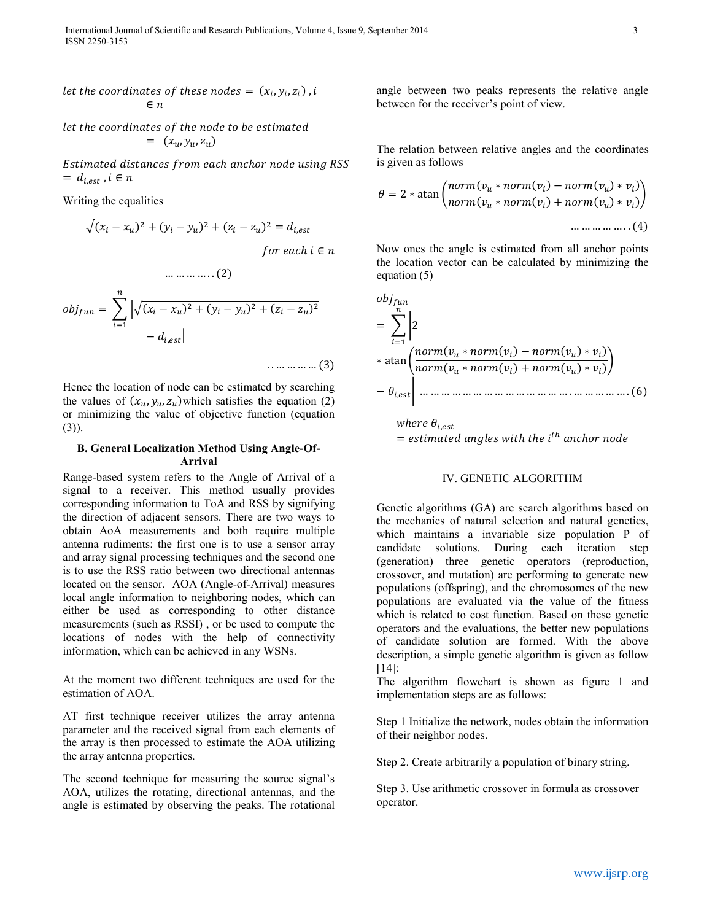$$let\ the\ coordinates\ of\ these\ nodes = (x_i, y_i, z_i), i \in n$$

$$let\ the\ coordinates\ of\ the\ node\ to\ be\ estimated = (x_u, y_u, z_u)$$

$$Estimated\ distances\ from\ each\ anchor\ node\ using\ RSS = d_{i,est}, i \in n$$

Writing the equalities

$$\sqrt{(x_i - x_u)^2 + (y_i - y_u)^2 + (z_i - z_u)^2} = d_{i,est} \quad for\ each\ i \in n \quad \ldots\ldots\ldots..(2)$$

$$obj_{fun} = \sum_{i=1}^{n} \left| \sqrt{(x_i - x_u)^2 + (y_i - y_u)^2 + (z_i - z_u)^2} - d_{i,est} \right| \quad ..\ldots\ldots\ldots(3)$$

Hence the location of node can be estimated by searching the values of $(x_u, y_u, z_u)$which satisfies the equation (2) or minimizing the value of objective function (equation (3)).

**B. General Localization Method Using Angle-Of-Arrival**

Range-based system refers to the Angle of Arrival of a signal to a receiver. This method usually provides corresponding information to ToA and RSS by signifying the direction of adjacent sensors. There are two ways to obtain AoA measurements and both require multiple antenna rudiments: the first one is to use a sensor array and array signal processing techniques and the second one is to use the RSS ratio between two directional antennas located on the sensor. AOA (Angle-of-Arrival) measures local angle information to neighboring nodes, which can either be used as corresponding to other distance measurements (such as RSSI) , or be used to compute the locations of nodes with the help of connectivity information, which can be achieved in any WSNs.

At the moment two different techniques are used for the estimation of AOA.

AT first technique receiver utilizes the array antenna parameter and the received signal from each elements of the array is then processed to estimate the AOA utilizing the array antenna properties.

The second technique for measuring the source signal's AOA, utilizes the rotating, directional antennas, and the angle is estimated by observing the peaks. The rotational angle between two peaks represents the relative angle between for the receiver's point of view.

The relation between relative angles and the coordinates is given as follows

$$\theta = 2 * \mathrm{atan}\left(\frac{norm(v_u * norm(v_i) - norm(v_u) * v_i)}{norm(v_u * norm(v_i) + norm(v_u) * v_i)}\right) \quad \ldots\ldots\ldots\ldots..(4)$$

Now ones the angle is estimated from all anchor points the location vector can be calculated by minimizing the equation (5)

$$obj_{fun} = \sum_{i=1}^{n} \left| 2 * \mathrm{atan}\left(\frac{norm(v_u * norm(v_i) - norm(v_u) * v_i)}{norm(v_u * norm(v_i) + norm(v_u) * v_i)}\right) - \theta_{i,est} \right| \quad \ldots\ldots\ldots\ldots(6)$$

$$where\ \theta_{i,est} = estimated\ angles\ with\ the\ i^{th}\ anchor\ node$$

## IV. GENETIC ALGORITHM

Genetic algorithms (GA) are search algorithms based on the mechanics of natural selection and natural genetics, which maintains a invariable size population P of candidate solutions. During each iteration step (generation) three genetic operators (reproduction, crossover, and mutation) are performing to generate new populations (offspring), and the chromosomes of the new populations are evaluated via the value of the fitness which is related to cost function. Based on these genetic operators and the evaluations, the better new populations of candidate solution are formed. With the above description, a simple genetic algorithm is given as follow [14]:

The algorithm flowchart is shown as figure 1 and implementation steps are as follows:

Step 1 Initialize the network, nodes obtain the information of their neighbor nodes.

Step 2. Create arbitrarily a population of binary string.

Step 3. Use arithmetic crossover in formula as crossover operator.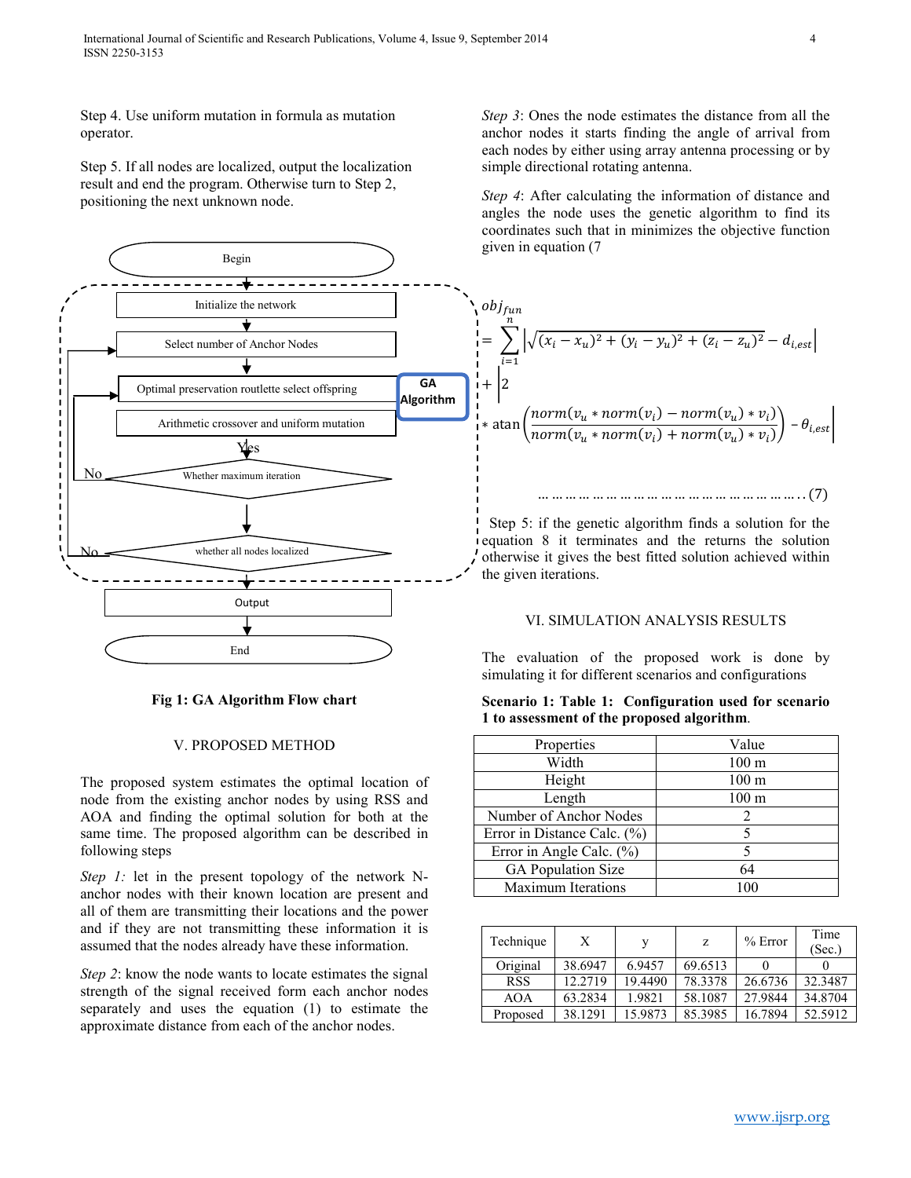Step 4. Use uniform mutation in formula as mutation operator.

Step 5. If all nodes are localized, output the localization result and end the program. Otherwise turn to Step 2, positioning the next unknown node.

Fig 1: GA Algorithm Flow chart

## V. PROPOSED METHOD

The proposed system estimates the optimal location of node from the existing anchor nodes by using RSS and AOA and finding the optimal solution for both at the same time. The proposed algorithm can be described in following steps

*Step 1:* let in the present topology of the network N-anchor nodes with their known location are present and all of them are transmitting their locations and the power and if they are not transmitting these information it is assumed that the nodes already have these information.

*Step 2*: know the node wants to locate estimates the signal strength of the signal received form each anchor nodes separately and uses the equation (1) to estimate the approximate distance from each of the anchor nodes.

*Step 3*: Ones the node estimates the distance from all the anchor nodes it starts finding the angle of arrival from each nodes by either using array antenna processing or by simple directional rotating antenna.

*Step 4*: After calculating the information of distance and angles the node uses the genetic algorithm to find its coordinates such that in minimizes the objective function given in equation (7

$$obj_{fun} = \sum_{i=1}^{n} \left| \sqrt{(x_i - x_u)^2 + (y_i - y_u)^2 + (z_i - z_u)^2} - d_{i,est} \right| + \left| 2 * \operatorname{atan}\left( \frac{norm(v_u * norm(v_i) - norm(v_u) * v_i)}{norm(v_u * norm(v_i) + norm(v_u) * v_i)} \right) - \theta_{i,est} \right| \quad \ldots\ldots(7)$$

Step 5: if the genetic algorithm finds a solution for the equation 8 it terminates and the returns the solution otherwise it gives the best fitted solution achieved within the given iterations.

## VI. SIMULATION ANALYSIS RESULTS

The evaluation of the proposed work is done by simulating it for different scenarios and configurations

**Scenario 1: Table 1: Configuration used for scenario 1 to assessment of the proposed algorithm**.

| Properties | Value |
|---|---|
| Width | 100 m |
| Height | 100 m |
| Length | 100 m |
| Number of Anchor Nodes | 2 |
| Error in Distance Calc. (%) | 5 |
| Error in Angle Calc. (%) | 5 |
| GA Population Size | 64 |
| Maximum Iterations | 100 |

| Technique | X | y | z | % Error | Time (Sec.) |
|---|---|---|---|---|---|
| Original | 38.6947 | 6.9457 | 69.6513 | 0 | 0 |
| RSS | 12.2719 | 19.4490 | 78.3378 | 26.6736 | 32.3487 |
| AOA | 63.2834 | 1.9821 | 58.1087 | 27.9844 | 34.8704 |
| Proposed | 38.1291 | 15.9873 | 85.3985 | 16.7894 | 52.5912 |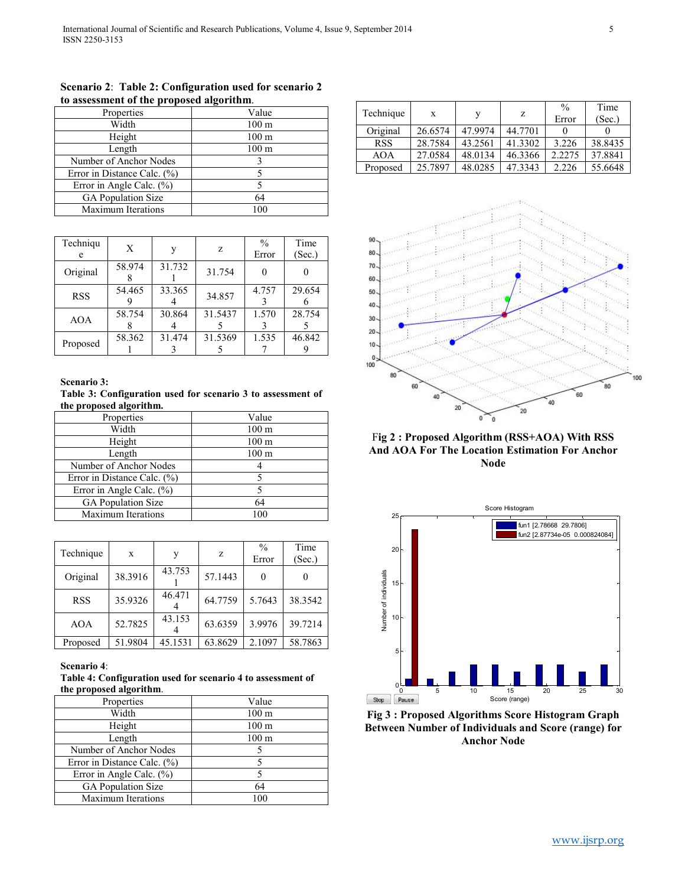**Scenario 2**: **Table 2: Configuration used for scenario 2 to assessment of the proposed algorithm.**

| Properties | Value |
|---|---|
| Width | 100 m |
| Height | 100 m |
| Length | 100 m |
| Number of Anchor Nodes | 3 |
| Error in Distance Calc. (%) | 5 |
| Error in Angle Calc. (%) | 5 |
| GA Population Size | 64 |
| Maximum Iterations | 100 |

| Technique | X | y | z | % Error | Time (Sec.) |
|---|---|---|---|---|---|
| Original | 58.9748 | 31.7321 | 31.754 | 0 | 0 |
| RSS | 54.4659 | 33.3654 | 34.857 | 4.7573 | 29.6546 |
| AOA | 58.7548 | 30.8644 | 31.54375 | 1.5703 | 28.7545 |
| Proposed | 58.3621 | 31.4743 | 31.53695 | 1.5357 | 46.8429 |

**Scenario 3:**
**Table 3: Configuration used for scenario 3 to assessment of the proposed algorithm.**

| Properties | Value |
|---|---|
| Width | 100 m |
| Height | 100 m |
| Length | 100 m |
| Number of Anchor Nodes | 4 |
| Error in Distance Calc. (%) | 5 |
| Error in Angle Calc. (%) | 5 |
| GA Population Size | 64 |
| Maximum Iterations | 100 |

| Technique | x | y | z | % Error | Time (Sec.) |
|---|---|---|---|---|---|
| Original | 38.3916 | 43.7531 | 57.1443 | 0 | 0 |
| RSS | 35.9326 | 46.4714 | 64.7759 | 5.7643 | 38.3542 |
| AOA | 52.7825 | 43.1534 | 63.6359 | 3.9976 | 39.7214 |
| Proposed | 51.9804 | 45.1531 | 63.8629 | 2.1097 | 58.7863 |

**Scenario 4**:
**Table 4: Configuration used for scenario 4 to assessment of the proposed algorithm.**

| Properties | Value |
|---|---|
| Width | 100 m |
| Height | 100 m |
| Length | 100 m |
| Number of Anchor Nodes | 5 |
| Error in Distance Calc. (%) | 5 |
| Error in Angle Calc. (%) | 5 |
| GA Population Size | 64 |
| Maximum Iterations | 100 |

| Technique | x | y | z | % Error | Time (Sec.) |
|---|---|---|---|---|---|
| Original | 26.6574 | 47.9974 | 44.7701 | 0 | 0 |
| RSS | 28.7584 | 43.2561 | 41.3302 | 3.226 | 38.8435 |
| AOA | 27.0584 | 48.0134 | 46.3366 | 2.2275 | 37.8841 |
| Proposed | 25.7897 | 48.0285 | 47.3343 | 2.226 | 55.6648 |

**Fig 2 : Proposed Algorithm (RSS+AOA) With RSS And AOA For The Location Estimation For Anchor Node**

**Fig 3 : Proposed Algorithms Score Histogram Graph Between Number of Individuals and Score (range) for Anchor Node**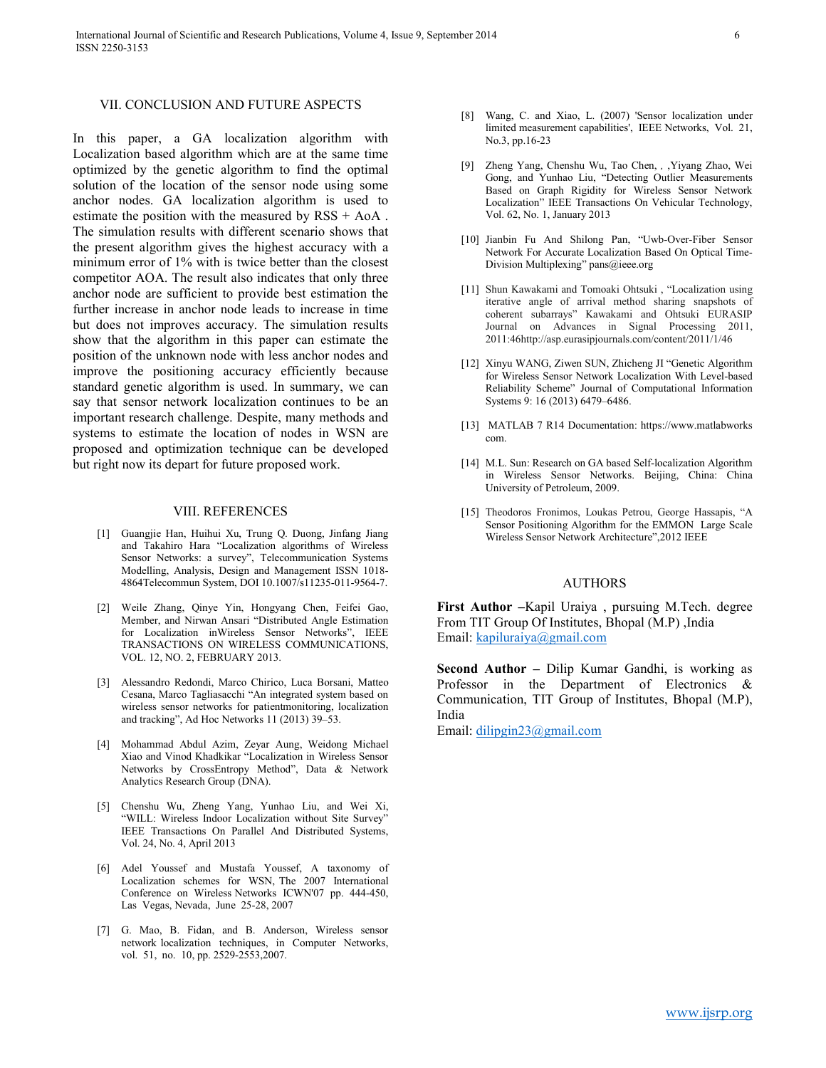## VII. CONCLUSION AND FUTURE ASPECTS

In this paper, a GA localization algorithm with Localization based algorithm which are at the same time optimized by the genetic algorithm to find the optimal solution of the location of the sensor node using some anchor nodes. GA localization algorithm is used to estimate the position with the measured by RSS + AoA . The simulation results with different scenario shows that the present algorithm gives the highest accuracy with a minimum error of 1% with is twice better than the closest competitor AOA. The result also indicates that only three anchor node are sufficient to provide best estimation the further increase in anchor node leads to increase in time but does not improves accuracy. The simulation results show that the algorithm in this paper can estimate the position of the unknown node with less anchor nodes and improve the positioning accuracy efficiently because standard genetic algorithm is used. In summary, we can say that sensor network localization continues to be an important research challenge. Despite, many methods and systems to estimate the location of nodes in WSN are proposed and optimization technique can be developed but right now its depart for future proposed work.

## VIII. REFERENCES

[1] Guangjie Han, Huihui Xu, Trung Q. Duong, Jinfang Jiang and Takahiro Hara "Localization algorithms of Wireless Sensor Networks: a survey", Telecommunication Systems Modelling, Analysis, Design and Management ISSN 1018-4864Telecommun System, DOI 10.1007/s11235-011-9564-7.

[2] Weile Zhang, Qinye Yin, Hongyang Chen, Feifei Gao, Member, and Nirwan Ansari "Distributed Angle Estimation for Localization inWireless Sensor Networks", IEEE TRANSACTIONS ON WIRELESS COMMUNICATIONS, VOL. 12, NO. 2, FEBRUARY 2013.

[3] Alessandro Redondi, Marco Chirico, Luca Borsani, Matteo Cesana, Marco Tagliasacchi "An integrated system based on wireless sensor networks for patientmonitoring, localization and tracking", Ad Hoc Networks 11 (2013) 39–53.

[4] Mohammad Abdul Azim, Zeyar Aung, Weidong Michael Xiao and Vinod Khadkikar "Localization in Wireless Sensor Networks by CrossEntropy Method", Data & Network Analytics Research Group (DNA).

[5] Chenshu Wu, Zheng Yang, Yunhao Liu, and Wei Xi, "WILL: Wireless Indoor Localization without Site Survey" IEEE Transactions On Parallel And Distributed Systems, Vol. 24, No. 4, April 2013

[6] Adel Youssef and Mustafa Youssef, A taxonomy of Localization schemes for WSN, The 2007 International Conference on Wireless Networks ICWN'07 pp. 444-450, Las Vegas, Nevada, June 25-28, 2007

[7] G. Mao, B. Fidan, and B. Anderson, Wireless sensor network localization techniques, in Computer Networks, vol. 51, no. 10, pp. 2529-2553,2007.

[8] Wang, C. and Xiao, L. (2007) 'Sensor localization under limited measurement capabilities', IEEE Networks, Vol. 21, No.3, pp.16-23

[9] Zheng Yang, Chenshu Wu, Tao Chen, , ,Yiyang Zhao, Wei Gong, and Yunhao Liu, "Detecting Outlier Measurements Based on Graph Rigidity for Wireless Sensor Network Localization" IEEE Transactions On Vehicular Technology, Vol. 62, No. 1, January 2013

[10] Jianbin Fu And Shilong Pan, "Uwb-Over-Fiber Sensor Network For Accurate Localization Based On Optical Time-Division Multiplexing" pans@ieee.org

[11] Shun Kawakami and Tomoaki Ohtsuki , "Localization using iterative angle of arrival method sharing snapshots of coherent subarrays" Kawakami and Ohtsuki EURASIP Journal on Advances in Signal Processing 2011, 2011:46http://asp.eurasipjournals.com/content/2011/1/46

[12] Xinyu WANG, Ziwen SUN, Zhicheng JI "Genetic Algorithm for Wireless Sensor Network Localization With Level-based Reliability Scheme" Journal of Computational Information Systems 9: 16 (2013) 6479–6486.

[13] MATLAB 7 R14 Documentation: https://www.matlabworks com.

[14] M.L. Sun: Research on GA based Self-localization Algorithm in Wireless Sensor Networks. Beijing, China: China University of Petroleum, 2009.

[15] Theodoros Fronimos, Loukas Petrou, George Hassapis, "A Sensor Positioning Algorithm for the EMMON Large Scale Wireless Sensor Network Architecture",2012 IEEE

## AUTHORS

**First Author** –Kapil Uraiya , pursuing M.Tech. degree From TIT Group Of Institutes, Bhopal (M.P) ,India
Email: kapiluraiya@gmail.com

**Second Author** – Dilip Kumar Gandhi, is working as Professor in the Department of Electronics & Communication, TIT Group of Institutes, Bhopal (M.P), India
Email: dilipgin23@gmail.com